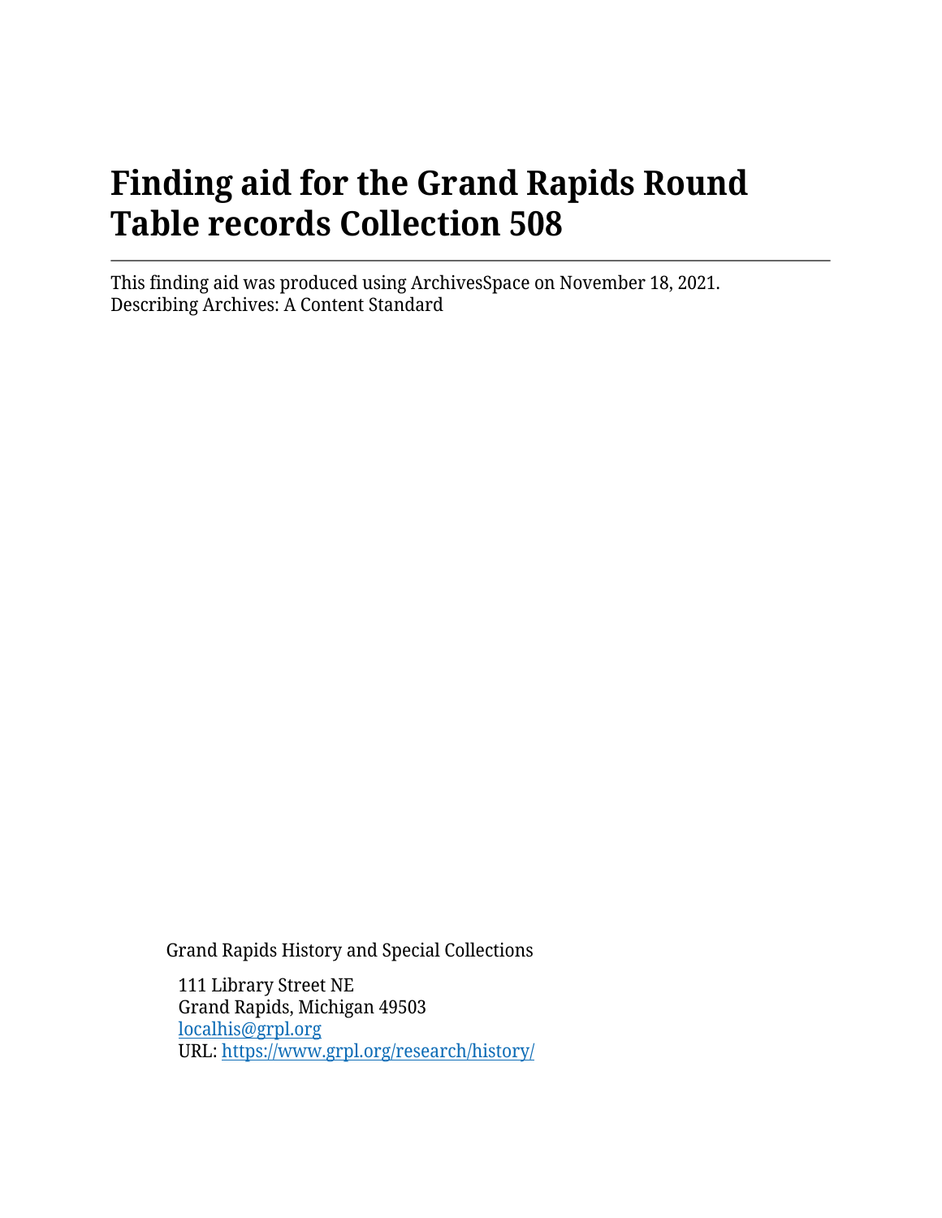# Finding aid for the Grand Rapids Round Table records Collection 508

---

This finding aid was produced using ArchivesSpace on November 18, 2021.
Describing Archives: A Content Standard

Grand Rapids History and Special Collections

111 Library Street NE
Grand Rapids, Michigan 49503
[localhis@grpl.org](mailto:localhis@grpl.org)
URL: [https://www.grpl.org/research/history/](https://www.grpl.org/research/history/)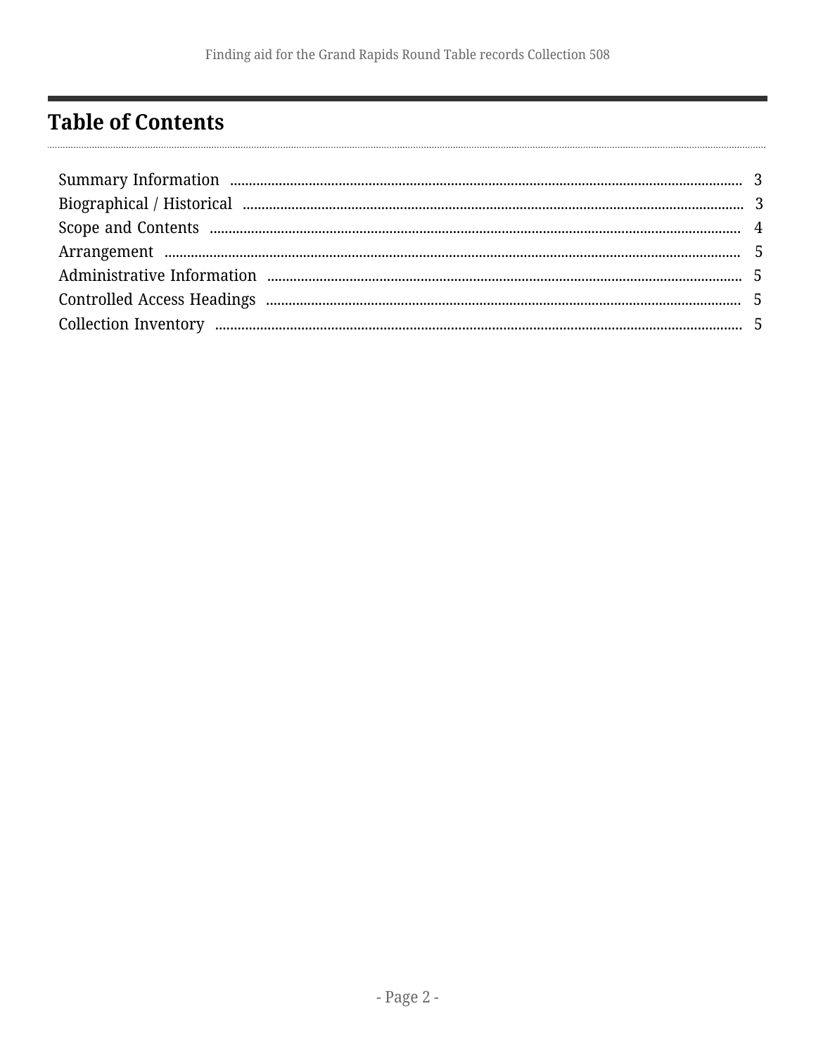# Table of Contents

Summary Information ..... 3
Biographical / Historical ..... 3
Scope and Contents ..... 4
Arrangement ..... 5
Administrative Information ..... 5
Controlled Access Headings ..... 5
Collection Inventory ..... 5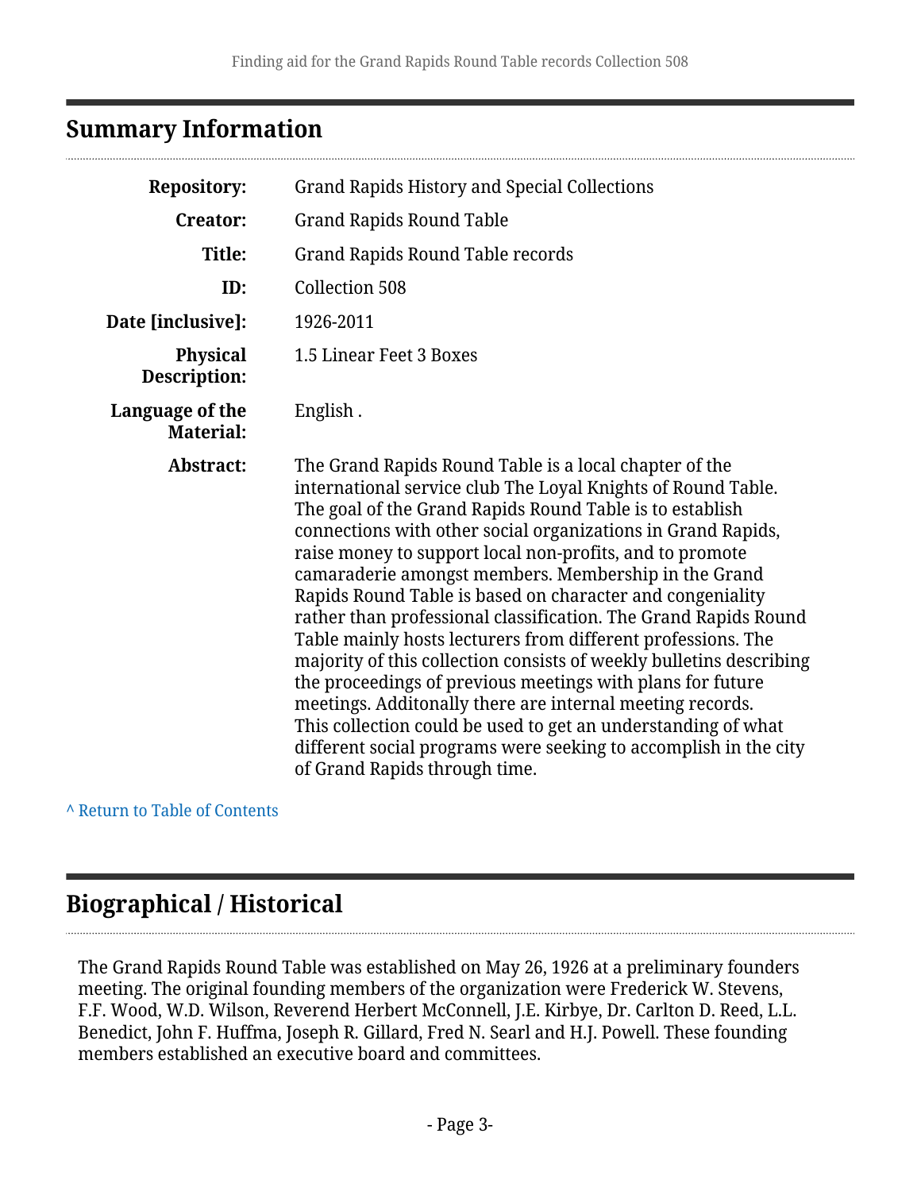## Summary Information

| | |
|---|---|
| **Repository:** | Grand Rapids History and Special Collections |
| **Creator:** | Grand Rapids Round Table |
| **Title:** | Grand Rapids Round Table records |
| **ID:** | Collection 508 |
| **Date [inclusive]:** | 1926-2011 |
| **Physical Description:** | 1.5 Linear Feet 3 Boxes |
| **Language of the Material:** | English . |
| **Abstract:** | The Grand Rapids Round Table is a local chapter of the international service club The Loyal Knights of Round Table. The goal of the Grand Rapids Round Table is to establish connections with other social organizations in Grand Rapids, raise money to support local non-profits, and to promote camaraderie amongst members. Membership in the Grand Rapids Round Table is based on character and congeniality rather than professional classification. The Grand Rapids Round Table mainly hosts lecturers from different professions. The majority of this collection consists of weekly bulletins describing the proceedings of previous meetings with plans for future meetings. Additonally there are internal meeting records. This collection could be used to get an understanding of what different social programs were seeking to accomplish in the city of Grand Rapids through time. |

^ Return to Table of Contents

## Biographical / Historical

The Grand Rapids Round Table was established on May 26, 1926 at a preliminary founders meeting. The original founding members of the organization were Frederick W. Stevens, F.F. Wood, W.D. Wilson, Reverend Herbert McConnell, J.E. Kirbye, Dr. Carlton D. Reed, L.L. Benedict, John F. Huffma, Joseph R. Gillard, Fred N. Searl and H.J. Powell. These founding members established an executive board and committees.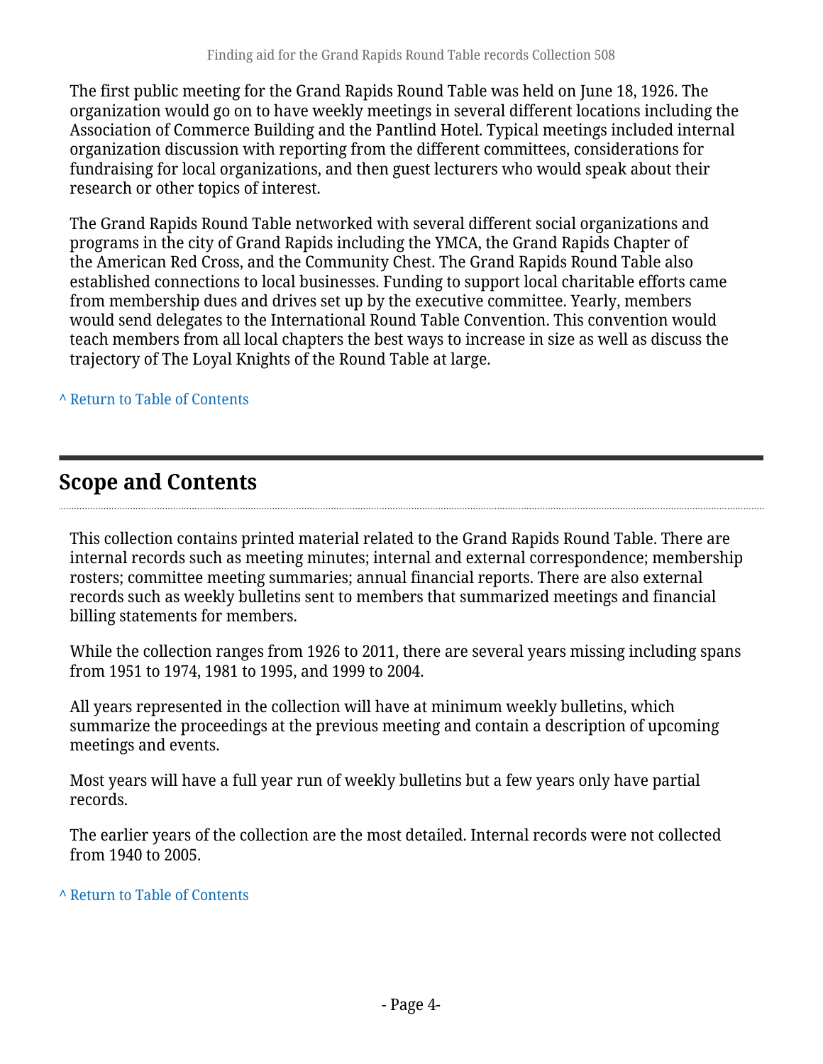The first public meeting for the Grand Rapids Round Table was held on June 18, 1926. The organization would go on to have weekly meetings in several different locations including the Association of Commerce Building and the Pantlind Hotel. Typical meetings included internal organization discussion with reporting from the different committees, considerations for fundraising for local organizations, and then guest lecturers who would speak about their research or other topics of interest.

The Grand Rapids Round Table networked with several different social organizations and programs in the city of Grand Rapids including the YMCA, the Grand Rapids Chapter of the American Red Cross, and the Community Chest. The Grand Rapids Round Table also established connections to local businesses. Funding to support local charitable efforts came from membership dues and drives set up by the executive committee. Yearly, members would send delegates to the International Round Table Convention. This convention would teach members from all local chapters the best ways to increase in size as well as discuss the trajectory of The Loyal Knights of the Round Table at large.

^ Return to Table of Contents

## Scope and Contents

This collection contains printed material related to the Grand Rapids Round Table. There are internal records such as meeting minutes; internal and external correspondence; membership rosters; committee meeting summaries; annual financial reports. There are also external records such as weekly bulletins sent to members that summarized meetings and financial billing statements for members.

While the collection ranges from 1926 to 2011, there are several years missing including spans from 1951 to 1974, 1981 to 1995, and 1999 to 2004.

All years represented in the collection will have at minimum weekly bulletins, which summarize the proceedings at the previous meeting and contain a description of upcoming meetings and events.

Most years will have a full year run of weekly bulletins but a few years only have partial records.

The earlier years of the collection are the most detailed. Internal records were not collected from 1940 to 2005.

^ Return to Table of Contents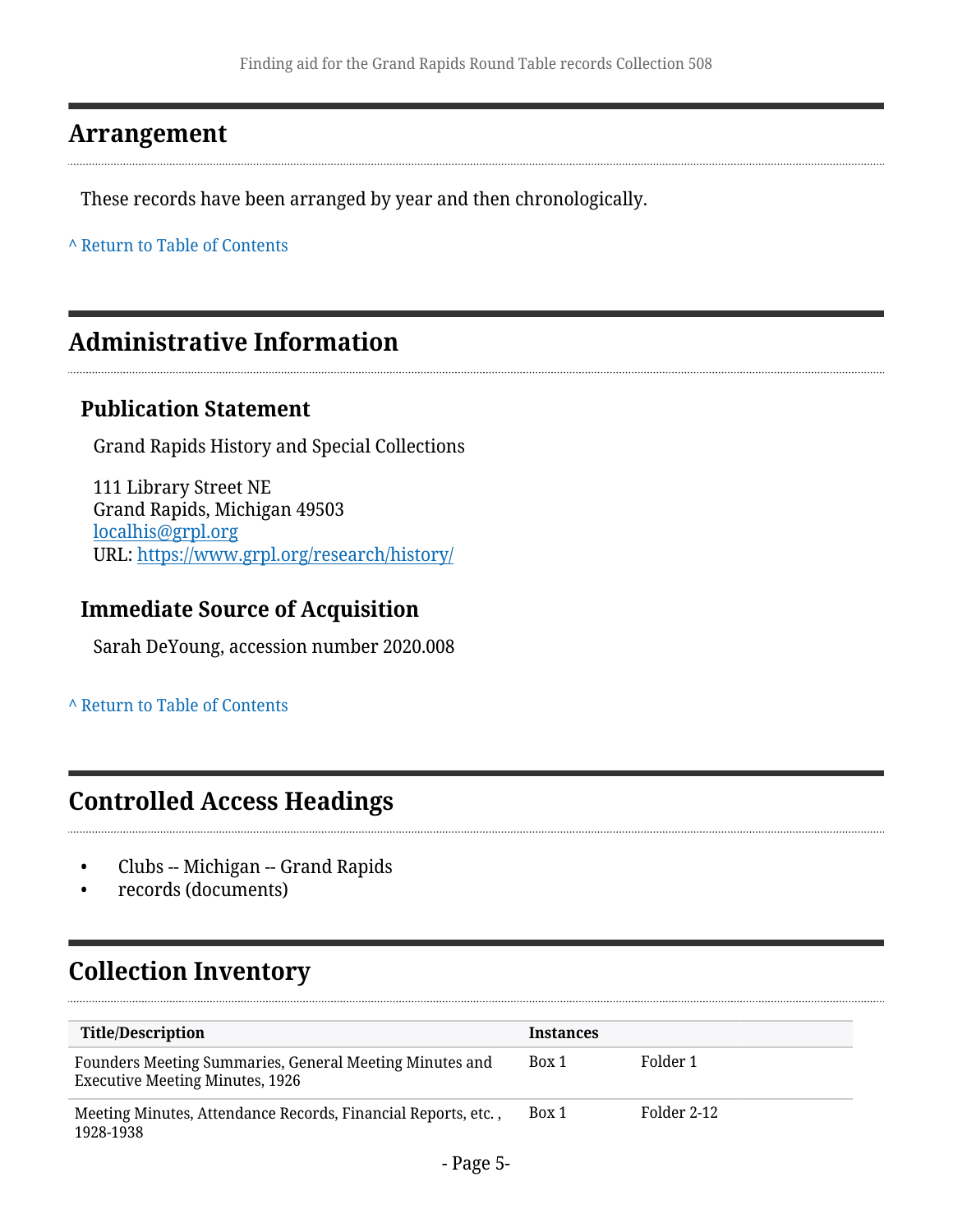## Arrangement

These records have been arranged by year and then chronologically.

^ Return to Table of Contents

## Administrative Information

### Publication Statement

Grand Rapids History and Special Collections

111 Library Street NE
Grand Rapids, Michigan 49503
localhis@grpl.org
URL: https://www.grpl.org/research/history/

### Immediate Source of Acquisition

Sarah DeYoung, accession number 2020.008

^ Return to Table of Contents

## Controlled Access Headings

- Clubs -- Michigan -- Grand Rapids
- records (documents)

## Collection Inventory

| Title/Description | Instances | |
|---|---|---|
| Founders Meeting Summaries, General Meeting Minutes and Executive Meeting Minutes, 1926 | Box 1 | Folder 1 |
| Meeting Minutes, Attendance Records, Financial Reports, etc. , 1928-1938 | Box 1 | Folder 2-12 |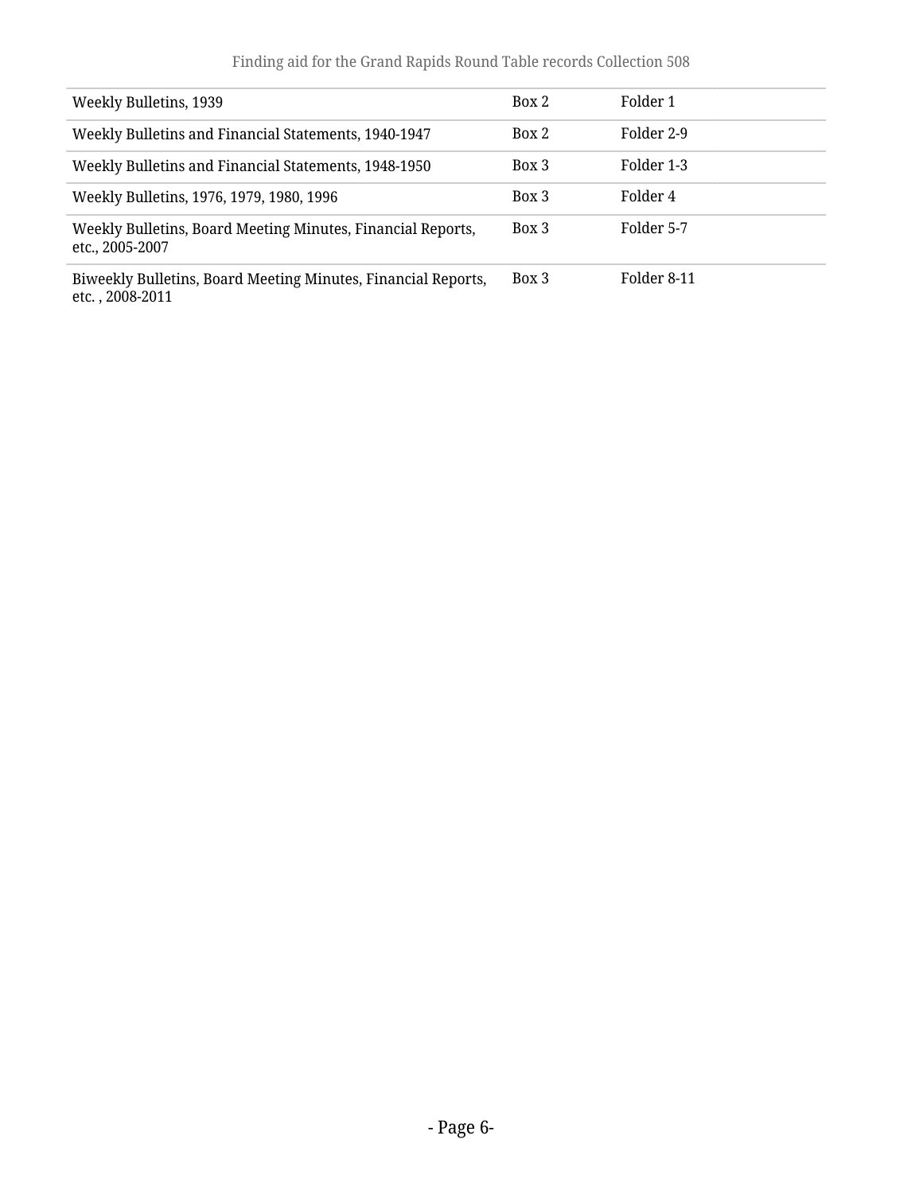| | | |
|---|---|---|
| Weekly Bulletins, 1939 | Box 2 | Folder 1 |
| Weekly Bulletins and Financial Statements, 1940-1947 | Box 2 | Folder 2-9 |
| Weekly Bulletins and Financial Statements, 1948-1950 | Box 3 | Folder 1-3 |
| Weekly Bulletins, 1976, 1979, 1980, 1996 | Box 3 | Folder 4 |
| Weekly Bulletins, Board Meeting Minutes, Financial Reports, etc., 2005-2007 | Box 3 | Folder 5-7 |
| Biweekly Bulletins, Board Meeting Minutes, Financial Reports, etc. , 2008-2011 | Box 3 | Folder 8-11 |